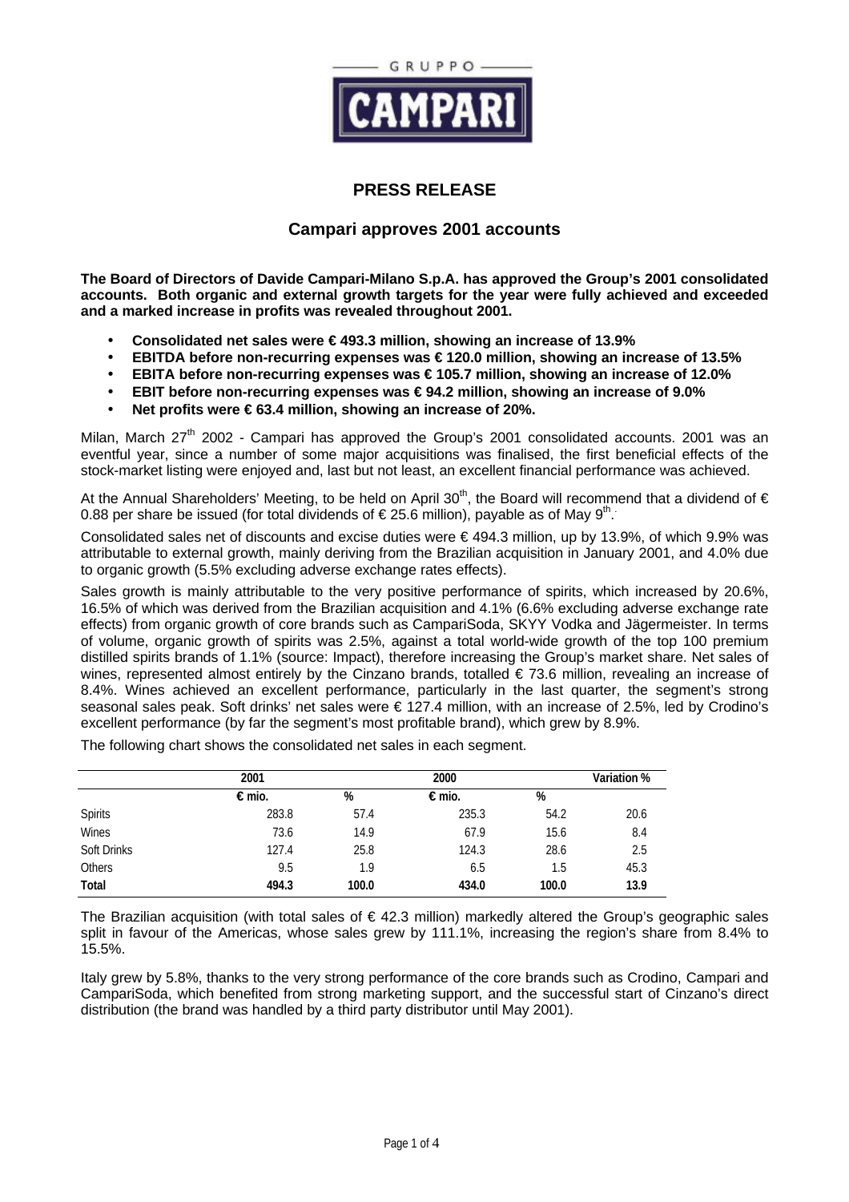## PRESS RELEASE

### Campari approves 2001 accounts

**The Board of Directors of Davide Campari-Milano S.p.A. has approved the Group's 2001 consolidated accounts. Both organic and external growth targets for the year were fully achieved and exceeded and a marked increase in profits was revealed throughout 2001.**

- **Consolidated net sales were € 493.3 million, showing an increase of 13.9%**
- **EBITDA before non-recurring expenses was € 120.0 million, showing an increase of 13.5%**
- **EBITA before non-recurring expenses was € 105.7 million, showing an increase of 12.0%**
- **EBIT before non-recurring expenses was € 94.2 million, showing an increase of 9.0%**
- **Net profits were € 63.4 million, showing an increase of 20%.**

Milan, March 27th 2002 - Campari has approved the Group's 2001 consolidated accounts. 2001 was an eventful year, since a number of some major acquisitions was finalised, the first beneficial effects of the stock-market listing were enjoyed and, last but not least, an excellent financial performance was achieved.

At the Annual Shareholders' Meeting, to be held on April 30th, the Board will recommend that a dividend of € 0.88 per share be issued (for total dividends of € 25.6 million), payable as of May 9th.

Consolidated sales net of discounts and excise duties were € 494.3 million, up by 13.9%, of which 9.9% was attributable to external growth, mainly deriving from the Brazilian acquisition in January 2001, and 4.0% due to organic growth (5.5% excluding adverse exchange rates effects).

Sales growth is mainly attributable to the very positive performance of spirits, which increased by 20.6%, 16.5% of which was derived from the Brazilian acquisition and 4.1% (6.6% excluding adverse exchange rate effects) from organic growth of core brands such as CampariSoda, SKYY Vodka and Jägermeister. In terms of volume, organic growth of spirits was 2.5%, against a total world-wide growth of the top 100 premium distilled spirits brands of 1.1% (source: Impact), therefore increasing the Group's market share. Net sales of wines, represented almost entirely by the Cinzano brands, totalled € 73.6 million, revealing an increase of 8.4%. Wines achieved an excellent performance, particularly in the last quarter, the segment's strong seasonal sales peak. Soft drinks' net sales were € 127.4 million, with an increase of 2.5%, led by Crodino's excellent performance (by far the segment's most profitable brand), which grew by 8.9%.

The following chart shows the consolidated net sales in each segment.

| | 2001 | | 2000 | | Variation % |
|---|---|---|---|---|---|
| | € mio. | % | € mio. | % | |
| Spirits | 283.8 | 57.4 | 235.3 | 54.2 | 20.6 |
| Wines | 73.6 | 14.9 | 67.9 | 15.6 | 8.4 |
| Soft Drinks | 127.4 | 25.8 | 124.3 | 28.6 | 2.5 |
| Others | 9.5 | 1.9 | 6.5 | 1.5 | 45.3 |
| **Total** | **494.3** | **100.0** | **434.0** | **100.0** | **13.9** |

The Brazilian acquisition (with total sales of € 42.3 million) markedly altered the Group's geographic sales split in favour of the Americas, whose sales grew by 111.1%, increasing the region's share from 8.4% to 15.5%.

Italy grew by 5.8%, thanks to the very strong performance of the core brands such as Crodino, Campari and CampariSoda, which benefited from strong marketing support, and the successful start of Cinzano's direct distribution (the brand was handled by a third party distributor until May 2001).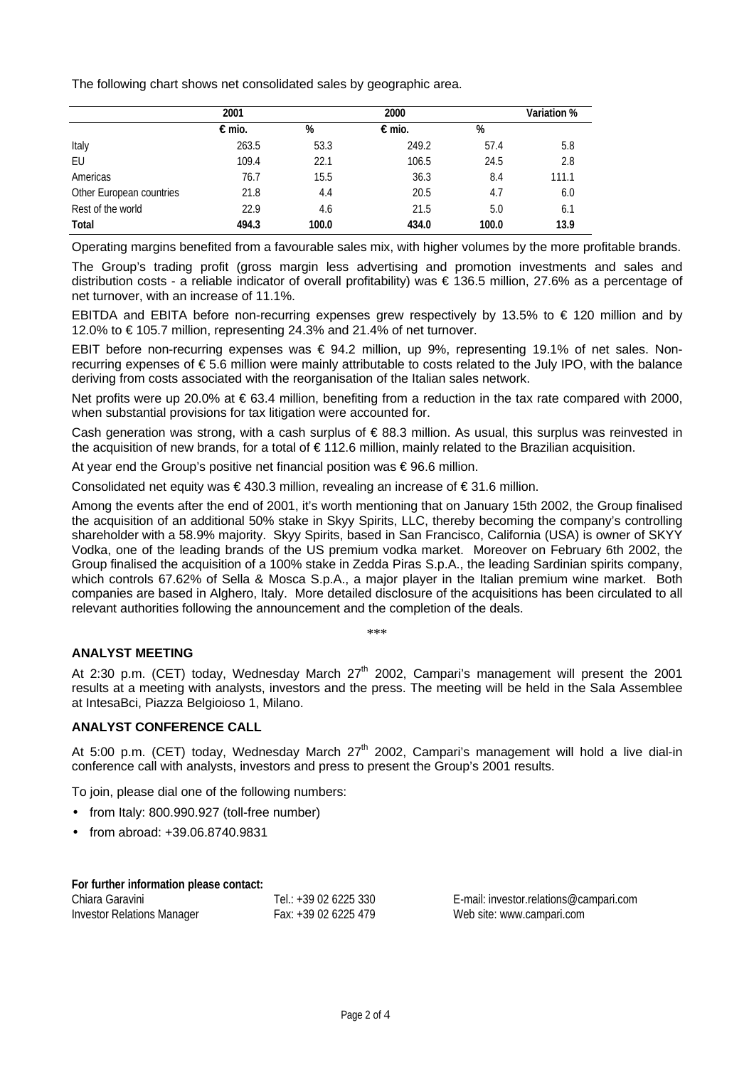The following chart shows net consolidated sales by geographic area.

| | 2001 | | 2000 | | Variation % |
|---|---|---|---|---|---|
| | € mio. | % | € mio. | % | |
| Italy | 263.5 | 53.3 | 249.2 | 57.4 | 5.8 |
| EU | 109.4 | 22.1 | 106.5 | 24.5 | 2.8 |
| Americas | 76.7 | 15.5 | 36.3 | 8.4 | 111.1 |
| Other European countries | 21.8 | 4.4 | 20.5 | 4.7 | 6.0 |
| Rest of the world | 22.9 | 4.6 | 21.5 | 5.0 | 6.1 |
| **Total** | **494.3** | **100.0** | **434.0** | **100.0** | **13.9** |

Operating margins benefited from a favourable sales mix, with higher volumes by the more profitable brands.

The Group's trading profit (gross margin less advertising and promotion investments and sales and distribution costs - a reliable indicator of overall profitability) was € 136.5 million, 27.6% as a percentage of net turnover, with an increase of 11.1%.

EBITDA and EBITA before non-recurring expenses grew respectively by 13.5% to € 120 million and by 12.0% to € 105.7 million, representing 24.3% and 21.4% of net turnover.

EBIT before non-recurring expenses was € 94.2 million, up 9%, representing 19.1% of net sales. Non-recurring expenses of € 5.6 million were mainly attributable to costs related to the July IPO, with the balance deriving from costs associated with the reorganisation of the Italian sales network.

Net profits were up 20.0% at € 63.4 million, benefiting from a reduction in the tax rate compared with 2000, when substantial provisions for tax litigation were accounted for.

Cash generation was strong, with a cash surplus of € 88.3 million. As usual, this surplus was reinvested in the acquisition of new brands, for a total of € 112.6 million, mainly related to the Brazilian acquisition.

At year end the Group's positive net financial position was € 96.6 million.

Consolidated net equity was € 430.3 million, revealing an increase of € 31.6 million.

Among the events after the end of 2001, it's worth mentioning that on January 15th 2002, the Group finalised the acquisition of an additional 50% stake in Skyy Spirits, LLC, thereby becoming the company's controlling shareholder with a 58.9% majority. Skyy Spirits, based in San Francisco, California (USA) is owner of SKYY Vodka, one of the leading brands of the US premium vodka market. Moreover on February 6th 2002, the Group finalised the acquisition of a 100% stake in Zedda Piras S.p.A., the leading Sardinian spirits company, which controls 67.62% of Sella & Mosca S.p.A., a major player in the Italian premium wine market. Both companies are based in Alghero, Italy. More detailed disclosure of the acquisitions has been circulated to all relevant authorities following the announcement and the completion of the deals.

\*\*\*

## ANALYST MEETING

At 2:30 p.m. (CET) today, Wednesday March 27th 2002, Campari's management will present the 2001 results at a meeting with analysts, investors and the press. The meeting will be held in the Sala Assemblee at IntesaBci, Piazza Belgioioso 1, Milano.

## ANALYST CONFERENCE CALL

At 5:00 p.m. (CET) today, Wednesday March 27th 2002, Campari's management will hold a live dial-in conference call with analysts, investors and press to present the Group's 2001 results.

To join, please dial one of the following numbers:

- from Italy: 800.990.927 (toll-free number)
- from abroad: +39.06.8740.9831

**For further information please contact:**

| | | |
|---|---|---|
| Chiara Garavini | Tel.: +39 02 6225 330 | E-mail: investor.relations@campari.com |
| Investor Relations Manager | Fax: +39 02 6225 479 | Web site: www.campari.com |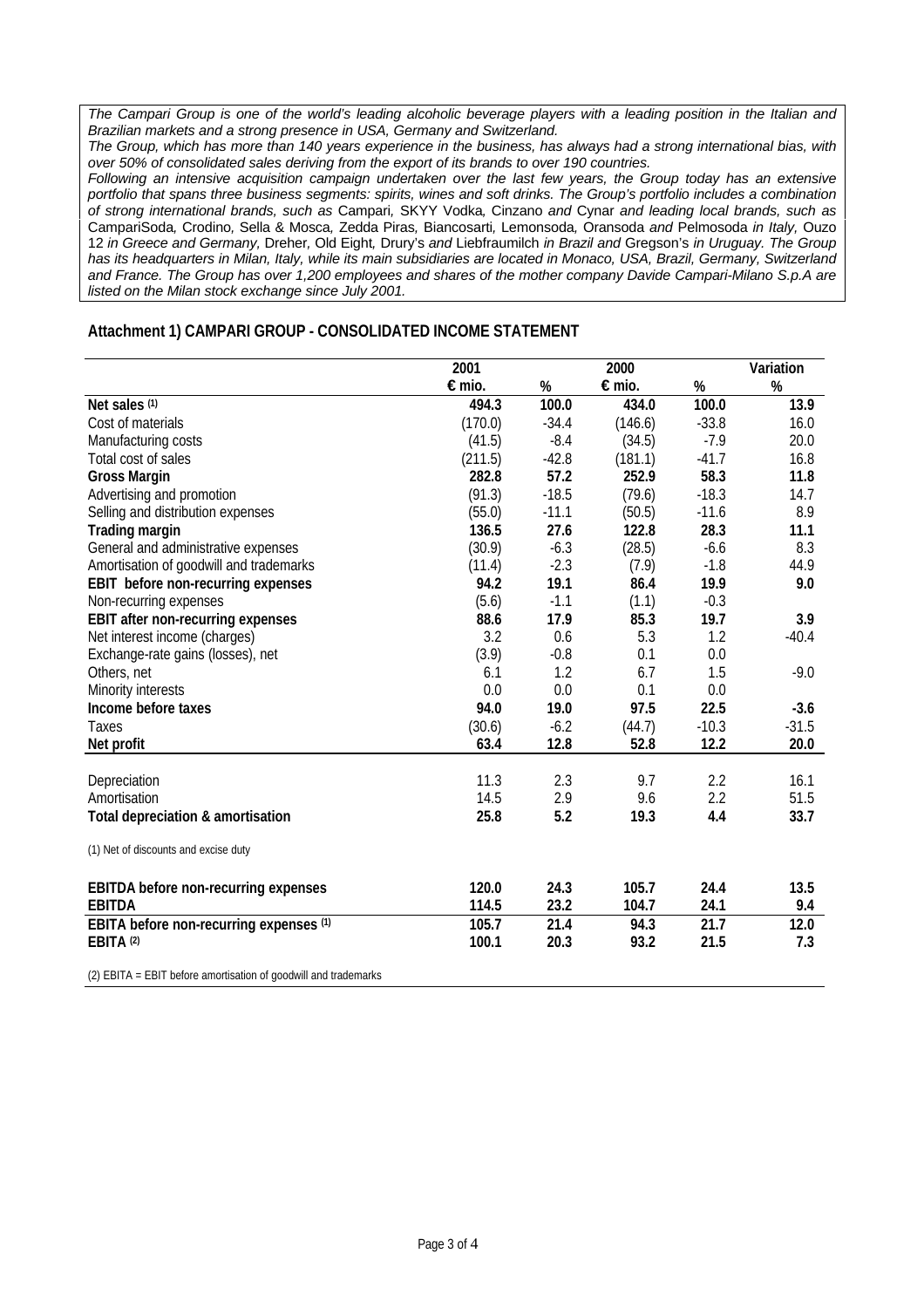*The Campari Group is one of the world's leading alcoholic beverage players with a leading position in the Italian and Brazilian markets and a strong presence in USA, Germany and Switzerland.*
*The Group, which has more than 140 years experience in the business, has always had a strong international bias, with over 50% of consolidated sales deriving from the export of its brands to over 190 countries.*
*Following an intensive acquisition campaign undertaken over the last few years, the Group today has an extensive portfolio that spans three business segments: spirits, wines and soft drinks. The Group's portfolio includes a combination of strong international brands, such as* Campari*,* SKYY Vodka*,* Cinzano *and* Cynar *and leading local brands, such as* CampariSoda*,* Crodino*,* Sella & Mosca*,* Zedda Piras*,* Biancosarti*,* Lemonsoda*,* Oransoda *and* Pelmosoda *in Italy,* Ouzo 12 *in Greece and Germany,* Dreher*,* Old Eight*,* Drury's *and* Liebfraumilch *in Brazil and* Gregson's *in Uruguay. The Group has its headquarters in Milan, Italy, while its main subsidiaries are located in Monaco, USA, Brazil, Germany, Switzerland and France. The Group has over 1,200 employees and shares of the mother company Davide Campari-Milano S.p.A are listed on the Milan stock exchange since July 2001.*

## Attachment 1) CAMPARI GROUP - CONSOLIDATED INCOME STATEMENT

| | 2001 | | 2000 | | Variation |
|---|---|---|---|---|---|
| | € mio. | % | € mio. | % | % |
| **Net sales** (1) | **494.3** | **100.0** | **434.0** | **100.0** | **13.9** |
| Cost of materials | (170.0) | -34.4 | (146.6) | -33.8 | 16.0 |
| Manufacturing costs | (41.5) | -8.4 | (34.5) | -7.9 | 20.0 |
| Total cost of sales | (211.5) | -42.8 | (181.1) | -41.7 | 16.8 |
| **Gross Margin** | **282.8** | **57.2** | **252.9** | **58.3** | **11.8** |
| Advertising and promotion | (91.3) | -18.5 | (79.6) | -18.3 | 14.7 |
| Selling and distribution expenses | (55.0) | -11.1 | (50.5) | -11.6 | 8.9 |
| **Trading margin** | **136.5** | **27.6** | **122.8** | **28.3** | **11.1** |
| General and administrative expenses | (30.9) | -6.3 | (28.5) | -6.6 | 8.3 |
| Amortisation of goodwill and trademarks | (11.4) | -2.3 | (7.9) | -1.8 | 44.9 |
| **EBIT before non-recurring expenses** | **94.2** | **19.1** | **86.4** | **19.9** | **9.0** |
| Non-recurring expenses | (5.6) | -1.1 | (1.1) | -0.3 | |
| **EBIT after non-recurring expenses** | **88.6** | **17.9** | **85.3** | **19.7** | **3.9** |
| Net interest income (charges) | 3.2 | 0.6 | 5.3 | 1.2 | -40.4 |
| Exchange-rate gains (losses), net | (3.9) | -0.8 | 0.1 | 0.0 | |
| Others, net | 6.1 | 1.2 | 6.7 | 1.5 | -9.0 |
| Minority interests | 0.0 | 0.0 | 0.1 | 0.0 | |
| **Income before taxes** | **94.0** | **19.0** | **97.5** | **22.5** | **-3.6** |
| Taxes | (30.6) | -6.2 | (44.7) | -10.3 | -31.5 |
| **Net profit** | **63.4** | **12.8** | **52.8** | **12.2** | **20.0** |
| | | | | | |
| Depreciation | 11.3 | 2.3 | 9.7 | 2.2 | 16.1 |
| Amortisation | 14.5 | 2.9 | 9.6 | 2.2 | 51.5 |
| **Total depreciation & amortisation** | **25.8** | **5.2** | **19.3** | **4.4** | **33.7** |

(1) Net of discounts and excise duty

| | | | | | |
|---|---|---|---|---|---|
| **EBITDA before non-recurring expenses** | **120.0** | **24.3** | **105.7** | **24.4** | **13.5** |
| **EBITDA** | **114.5** | **23.2** | **104.7** | **24.1** | **9.4** |
| **EBITA before non-recurring expenses** (1) | **105.7** | **21.4** | **94.3** | **21.7** | **12.0** |
| **EBITA** (2) | **100.1** | **20.3** | **93.2** | **21.5** | **7.3** |

(2) EBITA = EBIT before amortisation of goodwill and trademarks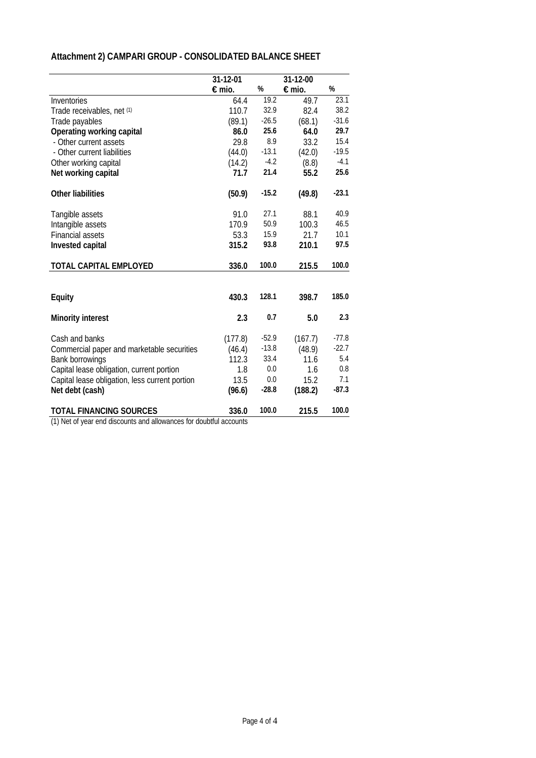## Attachment 2) CAMPARI GROUP - CONSOLIDATED BALANCE SHEET

| | 31-12-01 | | 31-12-00 | |
|---|---|---|---|---|
| | € mio. | % | € mio. | % |
| Inventories | 64.4 | 19.2 | 49.7 | 23.1 |
| Trade receivables, net (1) | 110.7 | 32.9 | 82.4 | 38.2 |
| Trade payables | (89.1) | -26.5 | (68.1) | -31.6 |
| **Operating working capital** | **86.0** | **25.6** | **64.0** | **29.7** |
| - Other current assets | 29.8 | 8.9 | 33.2 | 15.4 |
| - Other current liabilities | (44.0) | -13.1 | (42.0) | -19.5 |
| Other working capital | (14.2) | -4.2 | (8.8) | -4.1 |
| **Net working capital** | **71.7** | **21.4** | **55.2** | **25.6** |
| **Other liabilities** | **(50.9)** | **-15.2** | **(49.8)** | **-23.1** |
| Tangible assets | 91.0 | 27.1 | 88.1 | 40.9 |
| Intangible assets | 170.9 | 50.9 | 100.3 | 46.5 |
| Financial assets | 53.3 | 15.9 | 21.7 | 10.1 |
| **Invested capital** | **315.2** | **93.8** | **210.1** | **97.5** |
| **TOTAL CAPITAL EMPLOYED** | **336.0** | **100.0** | **215.5** | **100.0** |
| **Equity** | **430.3** | **128.1** | **398.7** | **185.0** |
| **Minority interest** | **2.3** | **0.7** | **5.0** | **2.3** |
| Cash and banks | (177.8) | -52.9 | (167.7) | -77.8 |
| Commercial paper and marketable securities | (46.4) | -13.8 | (48.9) | -22.7 |
| Bank borrowings | 112.3 | 33.4 | 11.6 | 5.4 |
| Capital lease obligation, current portion | 1.8 | 0.0 | 1.6 | 0.8 |
| Capital lease obligation, less current portion | 13.5 | 0.0 | 15.2 | 7.1 |
| **Net debt (cash)** | **(96.6)** | **-28.8** | **(188.2)** | **-87.3** |
| **TOTAL FINANCING SOURCES** | **336.0** | **100.0** | **215.5** | **100.0** |

(1) Net of year end discounts and allowances for doubtful accounts